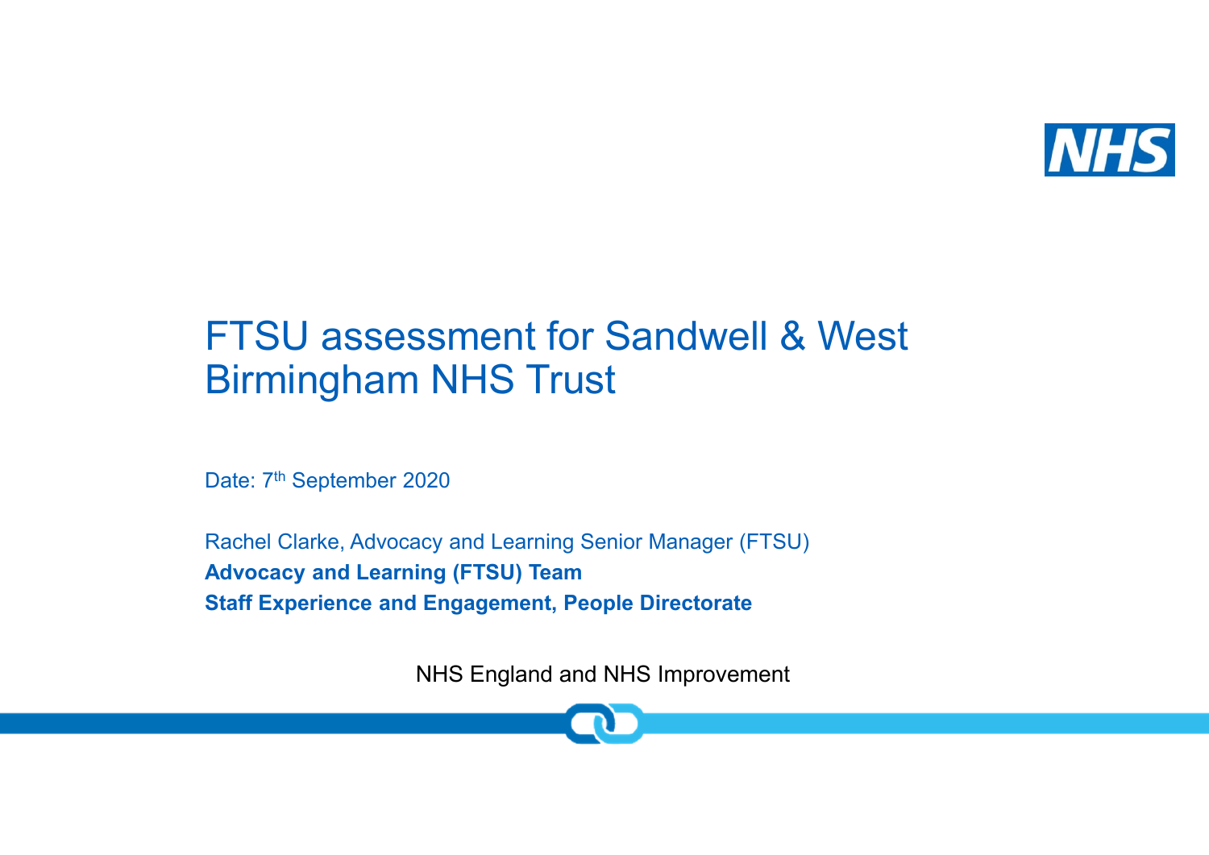# FTSU assessment for Sandwell & West Birmingham NHS Trust

Date: 7th September 2020

Rachel Clarke, Advocacy and Learning Senior Manager (FTSU)

**Advocacy and Learning (FTSU) Team**

**Staff Experience and Engagement, People Directorate**

NHS England and NHS Improvement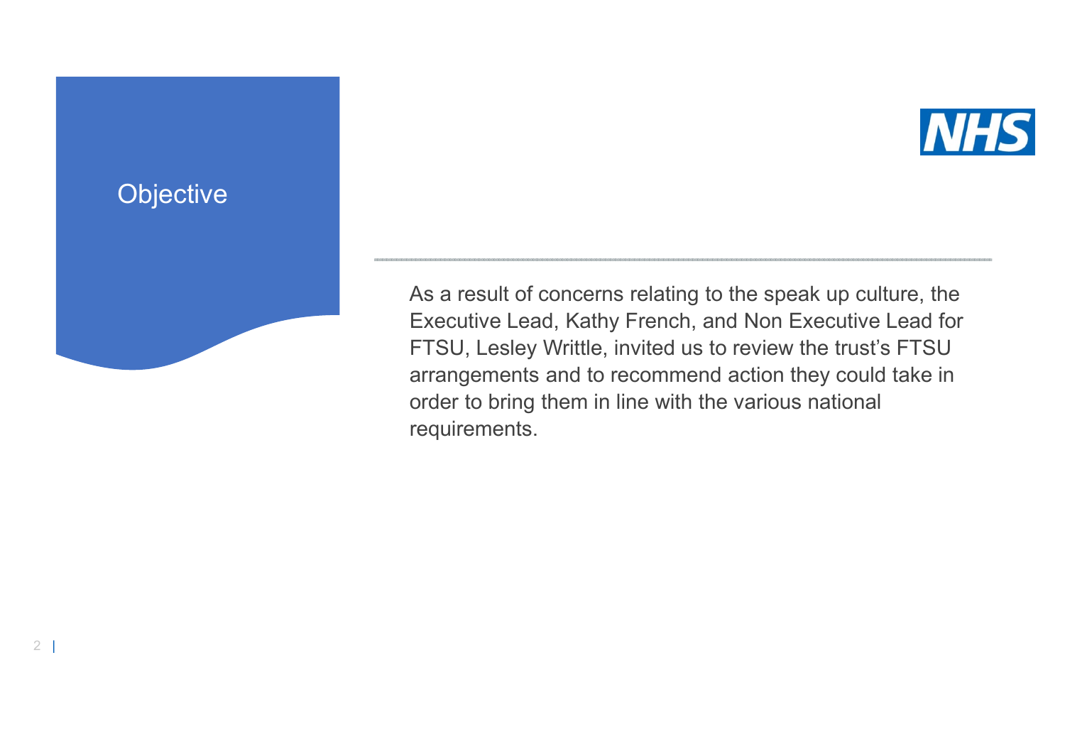# Objective

As a result of concerns relating to the speak up culture, the Executive Lead, Kathy French, and Non Executive Lead for FTSU, Lesley Writtle, invited us to review the trust's FTSU arrangements and to recommend action they could take in order to bring them in line with the various national requirements.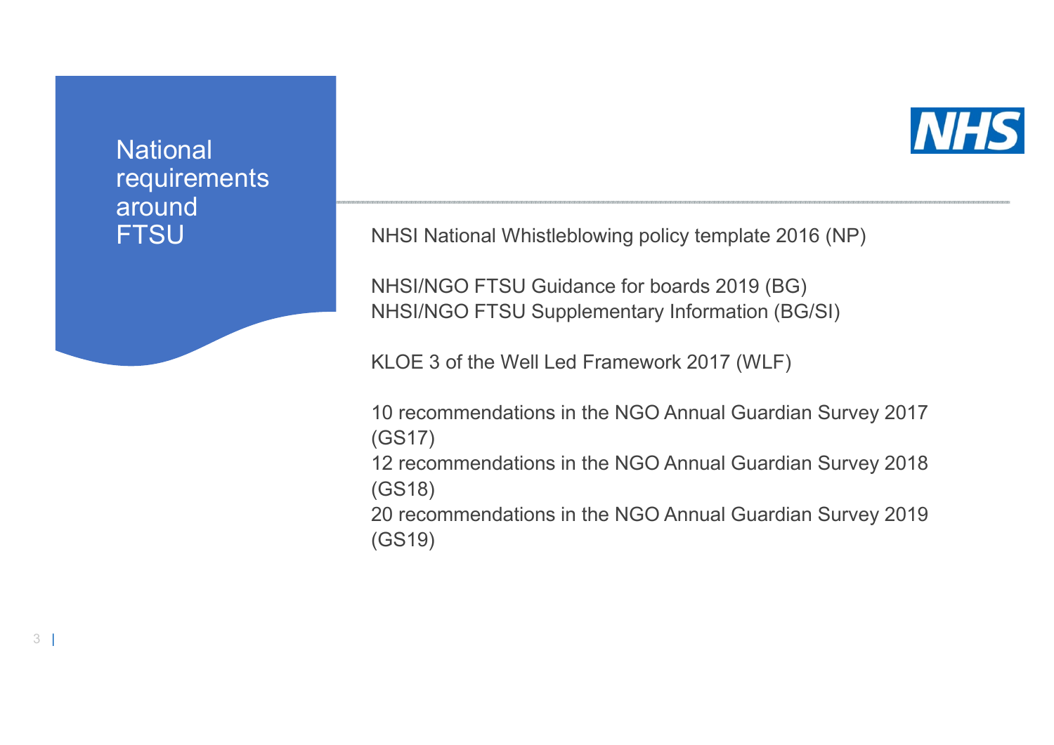# National requirements around FTSU

NHSI National Whistleblowing policy template 2016 (NP)

NHSI/NGO FTSU Guidance for boards 2019 (BG)
NHSI/NGO FTSU Supplementary Information (BG/SI)

KLOE 3 of the Well Led Framework 2017 (WLF)

10 recommendations in the NGO Annual Guardian Survey 2017 (GS17)
12 recommendations in the NGO Annual Guardian Survey 2018 (GS18)
20 recommendations in the NGO Annual Guardian Survey 2019 (GS19)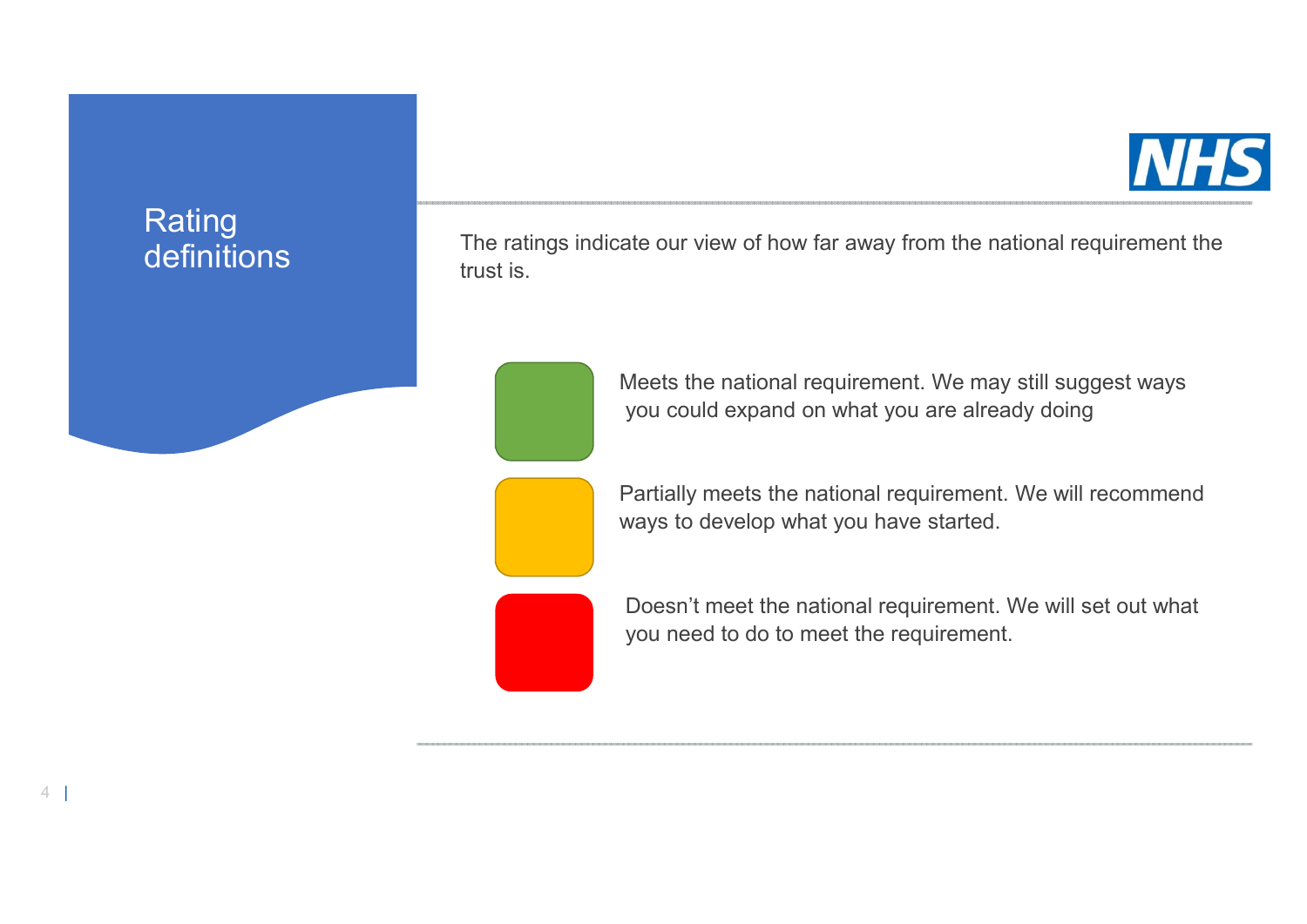# Rating definitions

The ratings indicate our view of how far away from the national requirement the trust is.

| Rating | Definition |
| --- | --- |
| Green | Meets the national requirement. We may still suggest ways you could expand on what you are already doing |
| Amber | Partially meets the national requirement. We will recommend ways to develop what you have started. |
| Red | Doesn't meet the national requirement. We will set out what you need to do to meet the requirement. |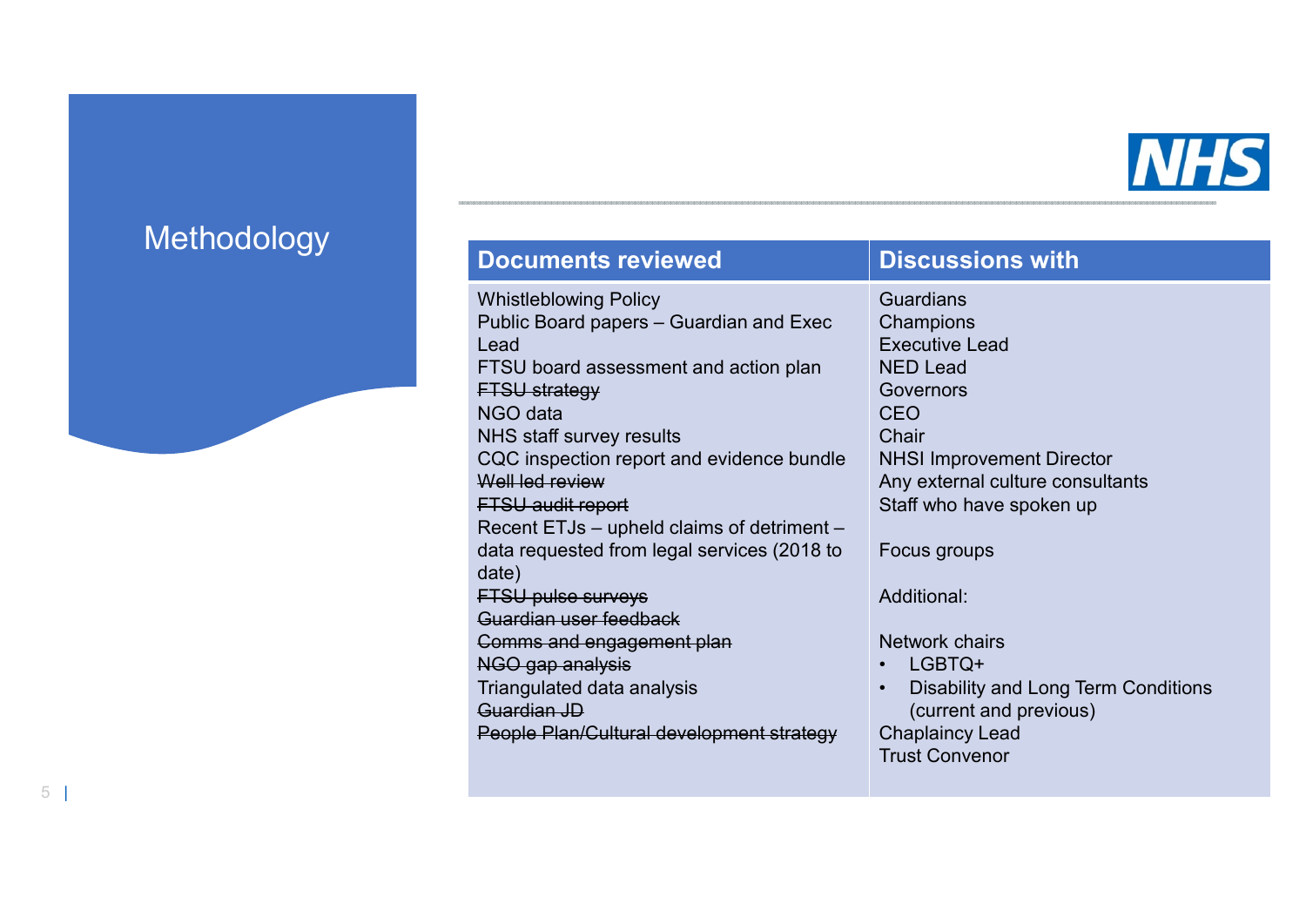# Methodology

| Documents reviewed | Discussions with |
|---|---|
| Whistleblowing Policy<br>Public Board papers – Guardian and Exec Lead<br>FTSU board assessment and action plan<br>~~FTSU strategy~~<br>NGO data<br>NHS staff survey results<br>CQC inspection report and evidence bundle<br>~~Well led review~~<br>~~FTSU audit report~~<br>Recent ETJs – upheld claims of detriment – data requested from legal services (2018 to date)<br>~~FTSU pulse surveys~~<br>~~Guardian user feedback~~<br>~~Comms and engagement plan~~<br>~~NGO gap analysis~~<br>Triangulated data analysis<br>~~Guardian JD~~<br>~~People Plan/Cultural development strategy~~ | Guardians<br>Champions<br>Executive Lead<br>NED Lead<br>Governors<br>CEO<br>Chair<br>NHSI Improvement Director<br>Any external culture consultants<br>Staff who have spoken up<br><br>Focus groups<br><br>Additional:<br><br>Network chairs<br>• LGBTQ+<br>• Disability and Long Term Conditions (current and previous)<br>Chaplaincy Lead<br>Trust Convenor |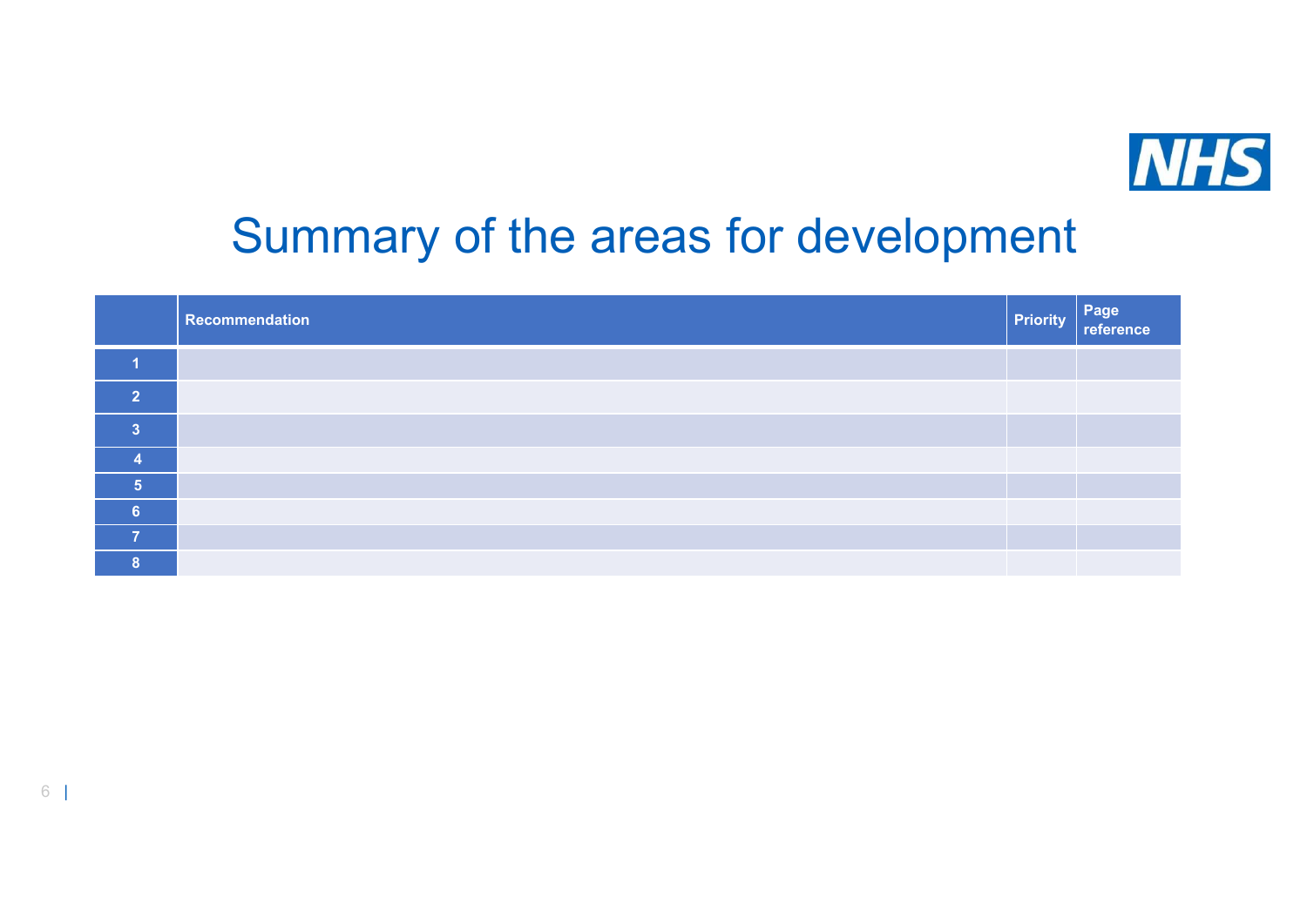# Summary of the areas for development

| | Recommendation | Priority | Page reference |
|---|---|---|---|
| 1 | | | |
| 2 | | | |
| 3 | | | |
| 4 | | | |
| 5 | | | |
| 6 | | | |
| 7 | | | |
| 8 | | | |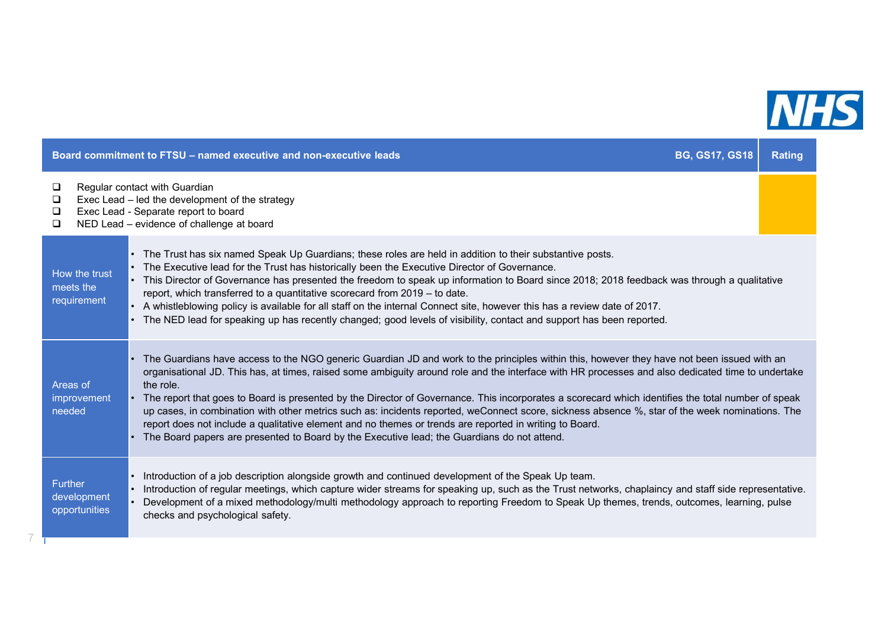| Board commitment to FTSU – named executive and non-executive leads | BG, GS17, GS18 | Rating |
|---|---|---|

- ❑ Regular contact with Guardian
- ❑ Exec Lead – led the development of the strategy
- ❑ Exec Lead - Separate report to board
- ❑ NED Lead – evidence of challenge at board

| | |
|---|---|
| How the trust meets the requirement | • The Trust has six named Speak Up Guardians; these roles are held in addition to their substantive posts.<br>• The Executive lead for the Trust has historically been the Executive Director of Governance.<br>• This Director of Governance has presented the freedom to speak up information to Board since 2018; 2018 feedback was through a qualitative report, which transferred to a quantitative scorecard from 2019 – to date.<br>• A whistleblowing policy is available for all staff on the internal Connect site, however this has a review date of 2017.<br>• The NED lead for speaking up has recently changed; good levels of visibility, contact and support has been reported. |
| Areas of improvement needed | • The Guardians have access to the NGO generic Guardian JD and work to the principles within this, however they have not been issued with an organisational JD. This has, at times, raised some ambiguity around role and the interface with HR processes and also dedicated time to undertake the role.<br>• The report that goes to Board is presented by the Director of Governance. This incorporates a scorecard which identifies the total number of speak up cases, in combination with other metrics such as: incidents reported, weConnect score, sickness absence %, star of the week nominations. The report does not include a qualitative element and no themes or trends are reported in writing to Board.<br>• The Board papers are presented to Board by the Executive lead; the Guardians do not attend. |
| Further development opportunities | • Introduction of a job description alongside growth and continued development of the Speak Up team.<br>• Introduction of regular meetings, which capture wider streams for speaking up, such as the Trust networks, chaplaincy and staff side representative.<br>• Development of a mixed methodology/multi methodology approach to reporting Freedom to Speak Up themes, trends, outcomes, learning, pulse checks and psychological safety. |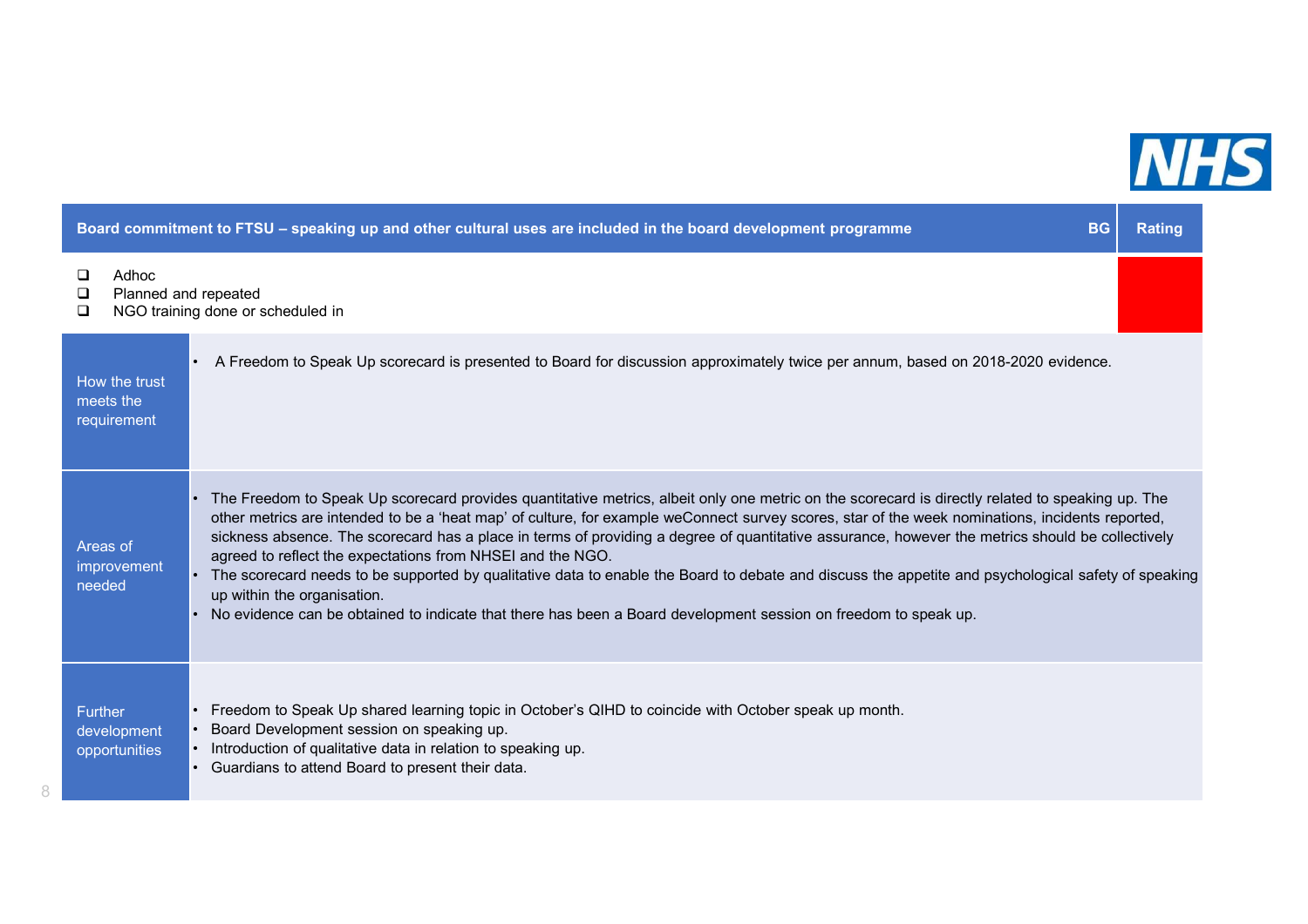| Board commitment to FTSU – speaking up and other cultural uses are included in the board development programme | BG | Rating |
|---|---|---|
| ❑ Adhoc<br>❑ Planned and repeated<br>❑ NGO training done or scheduled in | | |

| | |
|---|---|
| How the trust meets the requirement | • A Freedom to Speak Up scorecard is presented to Board for discussion approximately twice per annum, based on 2018-2020 evidence. |
| Areas of improvement needed | • The Freedom to Speak Up scorecard provides quantitative metrics, albeit only one metric on the scorecard is directly related to speaking up. The other metrics are intended to be a 'heat map' of culture, for example weConnect survey scores, star of the week nominations, incidents reported, sickness absence. The scorecard has a place in terms of providing a degree of quantitative assurance, however the metrics should be collectively agreed to reflect the expectations from NHSEI and the NGO.<br>• The scorecard needs to be supported by qualitative data to enable the Board to debate and discuss the appetite and psychological safety of speaking up within the organisation.<br>• No evidence can be obtained to indicate that there has been a Board development session on freedom to speak up. |
| Further development opportunities | • Freedom to Speak Up shared learning topic in October's QIHD to coincide with October speak up month.<br>• Board Development session on speaking up.<br>• Introduction of qualitative data in relation to speaking up.<br>• Guardians to attend Board to present their data. |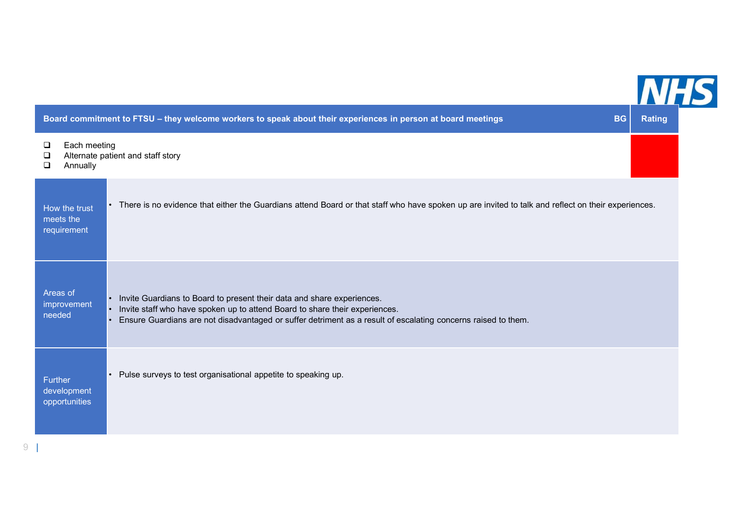| Board commitment to FTSU – they welcome workers to speak about their experiences in person at board meetings | BG | Rating |
|---|---|---|
| ❑ Each meeting<br>❑ Alternate patient and staff story<br>❑ Annually | | (Red) |
| **How the trust meets the requirement** | • There is no evidence that either the Guardians attend Board or that staff who have spoken up are invited to talk and reflect on their experiences. | |
| **Areas of improvement needed** | • Invite Guardians to Board to present their data and share experiences.<br>• Invite staff who have spoken up to attend Board to share their experiences.<br>• Ensure Guardians are not disadvantaged or suffer detriment as a result of escalating concerns raised to them. | |
| **Further development opportunities** | • Pulse surveys to test organisational appetite to speaking up. | |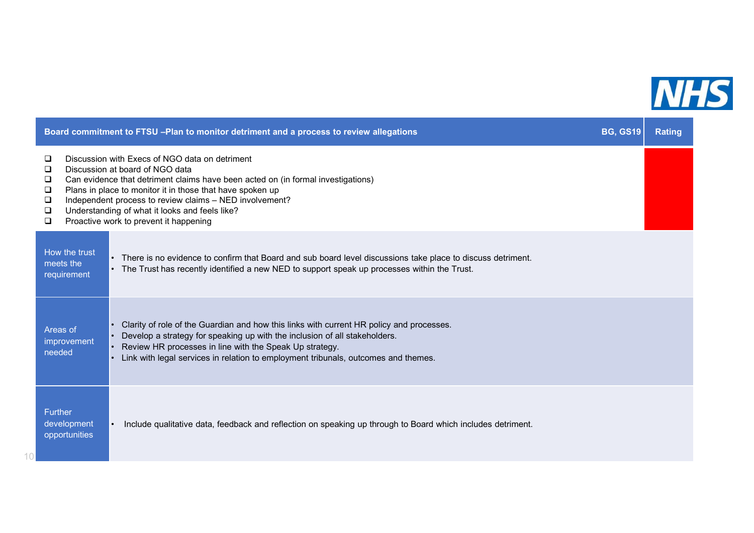| Board commitment to FTSU –Plan to monitor detriment and a process to review allegations | BG, GS19 | Rating |
|---|---|---|

- ❑ Discussion with Execs of NGO data on detriment
- ❑ Discussion at board of NGO data
- ❑ Can evidence that detriment claims have been acted on (in formal investigations)
- ❑ Plans in place to monitor it in those that have spoken up
- ❑ Independent process to review claims – NED involvement?
- ❑ Understanding of what it looks and feels like?
- ❑ Proactive work to prevent it happening

| | |
|---|---|
| How the trust meets the requirement | • There is no evidence to confirm that Board and sub board level discussions take place to discuss detriment.<br>• The Trust has recently identified a new NED to support speak up processes within the Trust. |
| Areas of improvement needed | • Clarity of role of the Guardian and how this links with current HR policy and processes.<br>• Develop a strategy for speaking up with the inclusion of all stakeholders.<br>• Review HR processes in line with the Speak Up strategy.<br>• Link with legal services in relation to employment tribunals, outcomes and themes. |
| Further development opportunities | • Include qualitative data, feedback and reflection on speaking up through to Board which includes detriment. |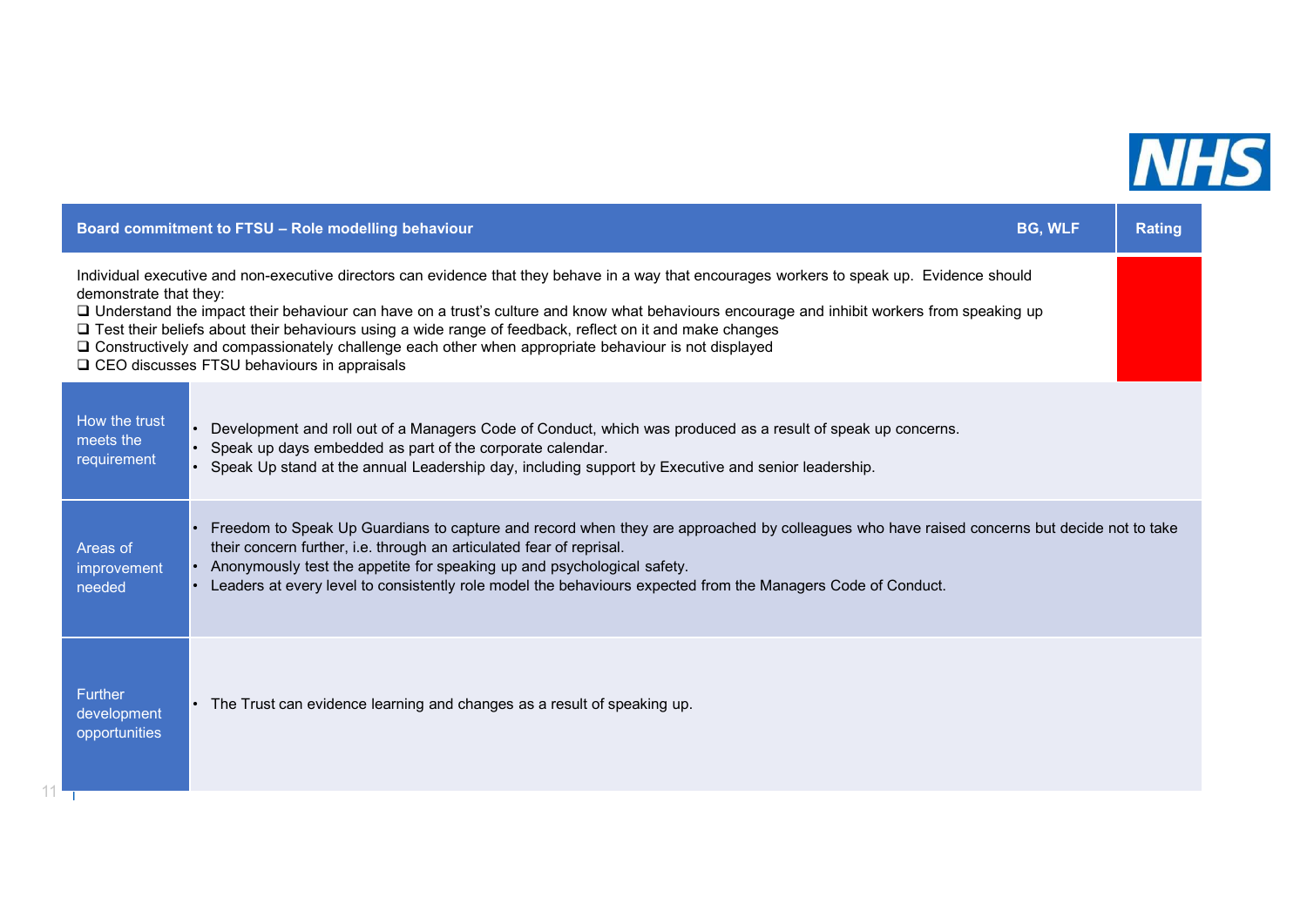| Board commitment to FTSU – Role modelling behaviour | BG, WLF | Rating |
|---|---|---|
| Individual executive and non-executive directors can evidence that they behave in a way that encourages workers to speak up. Evidence should demonstrate that they:<br>❑ Understand the impact their behaviour can have on a trust's culture and know what behaviours encourage and inhibit workers from speaking up<br>❑ Test their beliefs about their behaviours using a wide range of feedback, reflect on it and make changes<br>❑ Constructively and compassionately challenge each other when appropriate behaviour is not displayed<br>❑ CEO discusses FTSU behaviours in appraisals | | Red |

| | |
|---|---|
| How the trust meets the requirement | • Development and roll out of a Managers Code of Conduct, which was produced as a result of speak up concerns.<br>• Speak up days embedded as part of the corporate calendar.<br>• Speak Up stand at the annual Leadership day, including support by Executive and senior leadership. |
| Areas of improvement needed | • Freedom to Speak Up Guardians to capture and record when they are approached by colleagues who have raised concerns but decide not to take their concern further, i.e. through an articulated fear of reprisal.<br>• Anonymously test the appetite for speaking up and psychological safety.<br>• Leaders at every level to consistently role model the behaviours expected from the Managers Code of Conduct. |
| Further development opportunities | • The Trust can evidence learning and changes as a result of speaking up. |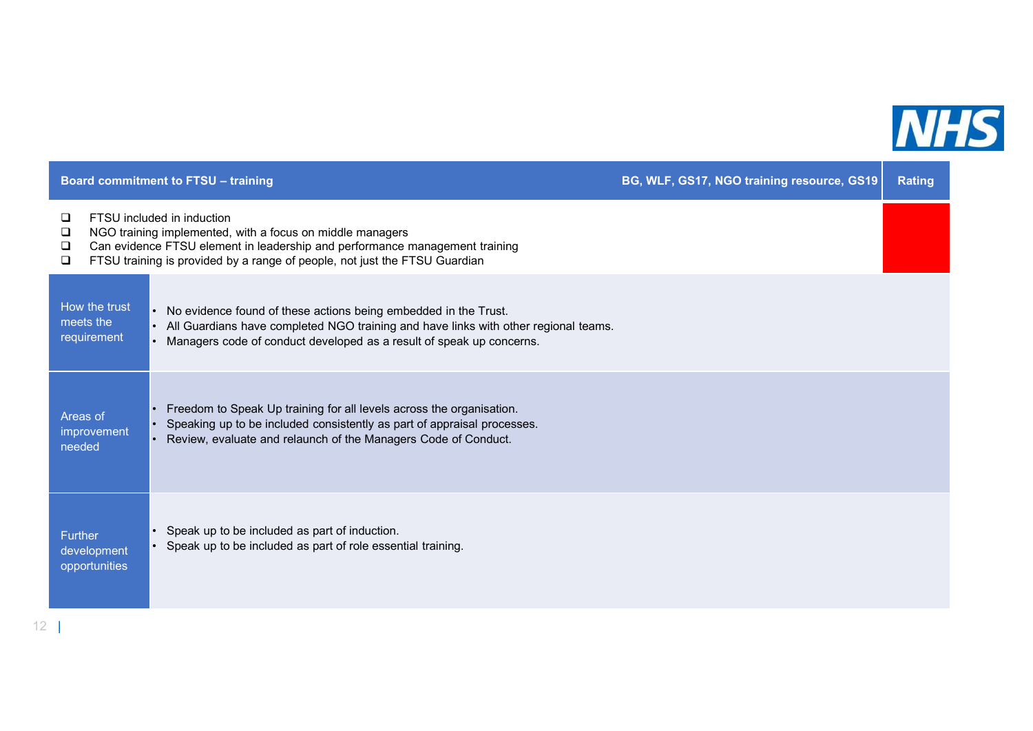| Board commitment to FTSU – training | BG, WLF, GS17, NGO training resource, GS19 | Rating |
|---|---|---|
| ❑ FTSU included in induction<br>❑ NGO training implemented, with a focus on middle managers<br>❑ Can evidence FTSU element in leadership and performance management training<br>❑ FTSU training is provided by a range of people, not just the FTSU Guardian | | Red |
| How the trust meets the requirement | • No evidence found of these actions being embedded in the Trust.<br>• All Guardians have completed NGO training and have links with other regional teams.<br>• Managers code of conduct developed as a result of speak up concerns. | |
| Areas of improvement needed | • Freedom to Speak Up training for all levels across the organisation.<br>• Speaking up to be included consistently as part of appraisal processes.<br>• Review, evaluate and relaunch of the Managers Code of Conduct. | |
| Further development opportunities | • Speak up to be included as part of induction.<br>• Speak up to be included as part of role essential training. | |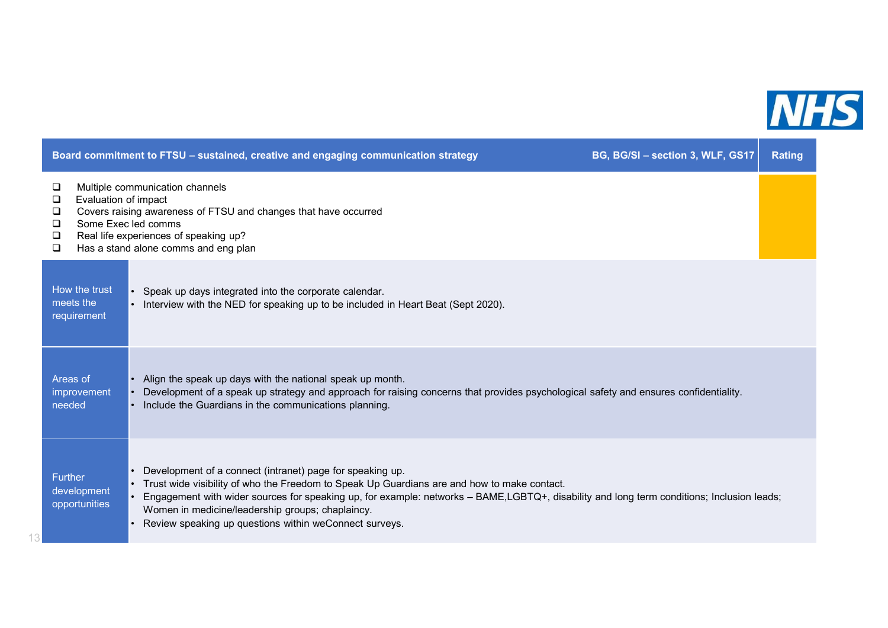| Board commitment to FTSU – sustained, creative and engaging communication strategy | BG, BG/SI – section 3, WLF, GS17 | Rating |
|---|---|---|
| ❑ Multiple communication channels<br>❑ Evaluation of impact<br>❑ Covers raising awareness of FTSU and changes that have occurred<br>❑ Some Exec led comms<br>❑ Real life experiences of speaking up?<br>❑ Has a stand alone comms and eng plan | | |
| How the trust meets the requirement | • Speak up days integrated into the corporate calendar.<br>• Interview with the NED for speaking up to be included in Heart Beat (Sept 2020). | |
| Areas of improvement needed | • Align the speak up days with the national speak up month.<br>• Development of a speak up strategy and approach for raising concerns that provides psychological safety and ensures confidentiality.<br>• Include the Guardians in the communications planning. | |
| Further development opportunities | • Development of a connect (intranet) page for speaking up.<br>• Trust wide visibility of who the Freedom to Speak Up Guardians are and how to make contact.<br>• Engagement with wider sources for speaking up, for example: networks – BAME,LGBTQ+, disability and long term conditions; Inclusion leads; Women in medicine/leadership groups; chaplaincy.<br>• Review speaking up questions within weConnect surveys. | |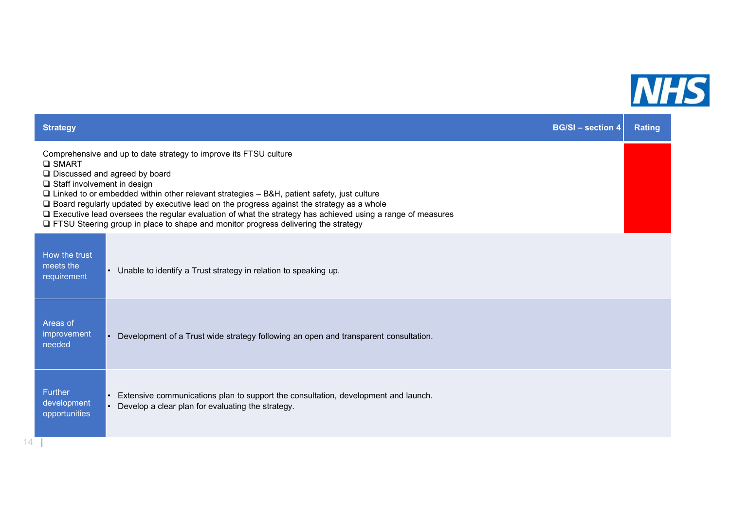| Strategy | BG/SI – section 4 | Rating |
|---|---|---|
| Comprehensive and up to date strategy to improve its FTSU culture<br>❑ SMART<br>❑ Discussed and agreed by board<br>❑ Staff involvement in design<br>❑ Linked to or embedded within other relevant strategies – B&H, patient safety, just culture<br>❑ Board regularly updated by executive lead on the progress against the strategy as a whole<br>❑ Executive lead oversees the regular evaluation of what the strategy has achieved using a range of measures<br>❑ FTSU Steering group in place to shape and monitor progress delivering the strategy | | Red |

| | |
|---|---|
| How the trust meets the requirement | • Unable to identify a Trust strategy in relation to speaking up. |
| Areas of improvement needed | • Development of a Trust wide strategy following an open and transparent consultation. |
| Further development opportunities | • Extensive communications plan to support the consultation, development and launch.<br>• Develop a clear plan for evaluating the strategy. |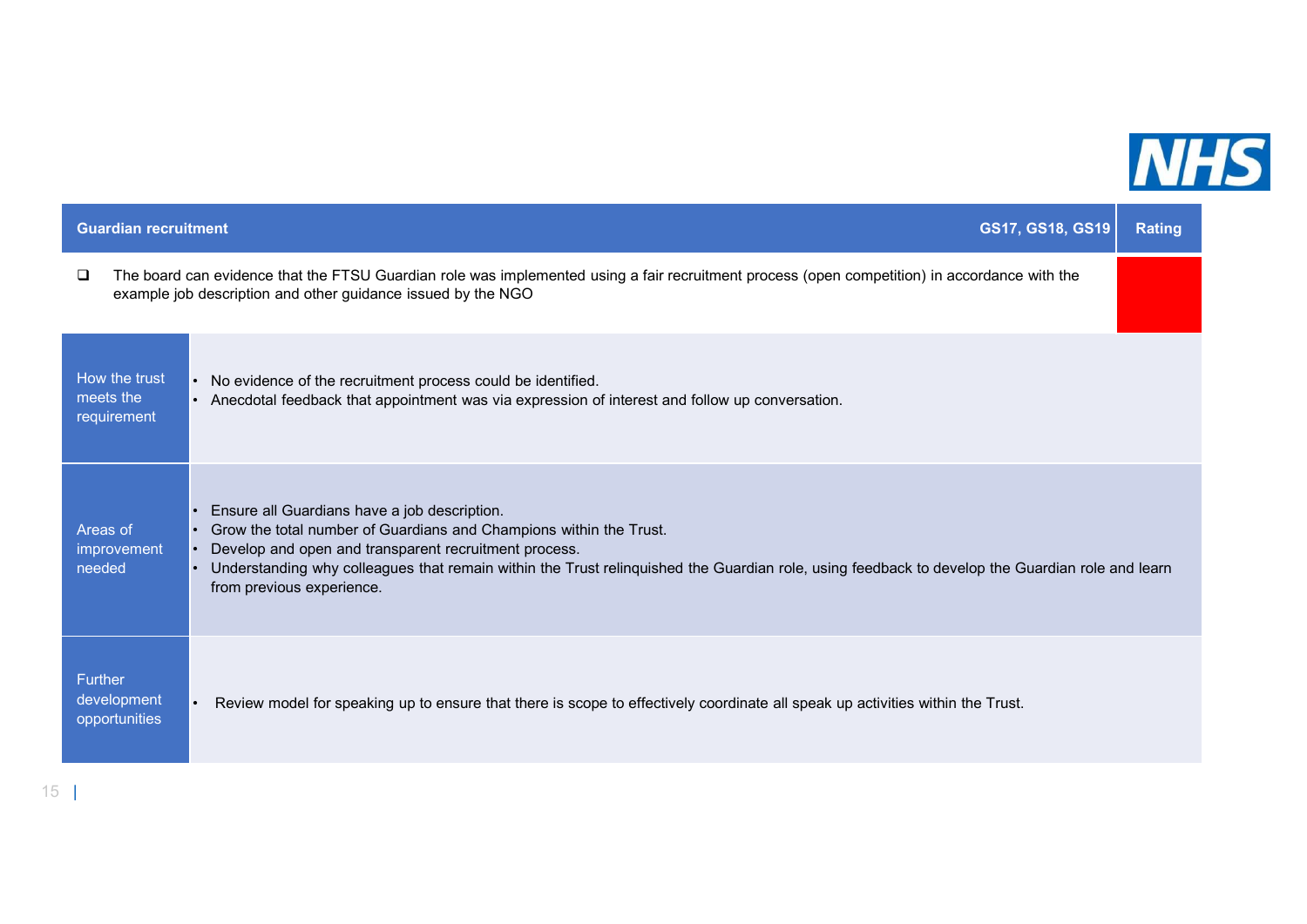| Guardian recruitment | GS17, GS18, GS19 | Rating |
|---|---|---|
| ❑ The board can evidence that the FTSU Guardian role was implemented using a fair recruitment process (open competition) in accordance with the example job description and other guidance issued by the NGO | | Red |

| | |
|---|---|
| How the trust meets the requirement | • No evidence of the recruitment process could be identified.<br>• Anecdotal feedback that appointment was via expression of interest and follow up conversation. |
| Areas of improvement needed | • Ensure all Guardians have a job description.<br>• Grow the total number of Guardians and Champions within the Trust.<br>• Develop and open and transparent recruitment process.<br>• Understanding why colleagues that remain within the Trust relinquished the Guardian role, using feedback to develop the Guardian role and learn from previous experience. |
| Further development opportunities | • Review model for speaking up to ensure that there is scope to effectively coordinate all speak up activities within the Trust. |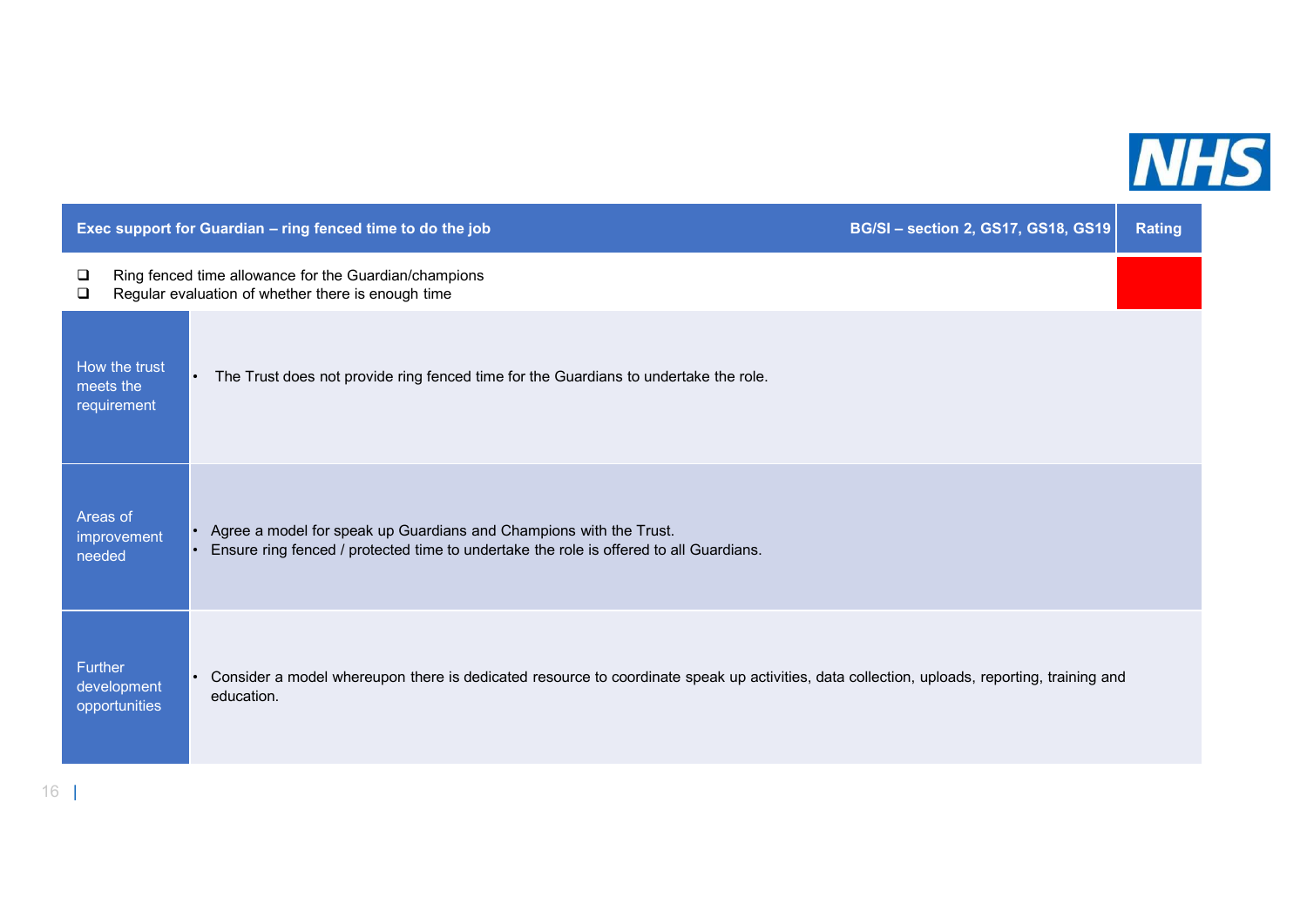| Exec support for Guardian – ring fenced time to do the job | BG/SI – section 2, GS17, GS18, GS19 | Rating |
|---|---|---|
| ❑ Ring fenced time allowance for the Guardian/champions<br>❑ Regular evaluation of whether there is enough time | | Red |
| How the trust meets the requirement | • The Trust does not provide ring fenced time for the Guardians to undertake the role. | |
| Areas of improvement needed | • Agree a model for speak up Guardians and Champions with the Trust.<br>• Ensure ring fenced / protected time to undertake the role is offered to all Guardians. | |
| Further development opportunities | • Consider a model whereupon there is dedicated resource to coordinate speak up activities, data collection, uploads, reporting, training and education. | |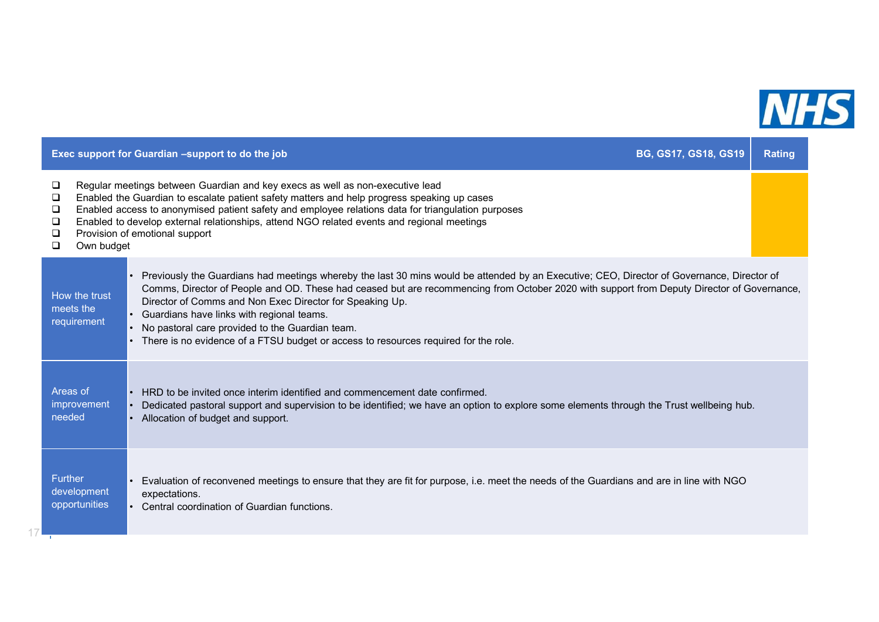| Exec support for Guardian –support to do the job | BG, GS17, GS18, GS19 | Rating |
|---|---|---|
| ❑ Regular meetings between Guardian and key execs as well as non-executive lead<br>❑ Enabled the Guardian to escalate patient safety matters and help progress speaking up cases<br>❑ Enabled access to anonymised patient safety and employee relations data for triangulation purposes<br>❑ Enabled to develop external relationships, attend NGO related events and regional meetings<br>❑ Provision of emotional support<br>❑ Own budget | | |

| | |
|---|---|
| How the trust meets the requirement | • Previously the Guardians had meetings whereby the last 30 mins would be attended by an Executive; CEO, Director of Governance, Director of Comms, Director of People and OD. These had ceased but are recommencing from October 2020 with support from Deputy Director of Governance, Director of Comms and Non Exec Director for Speaking Up.<br>• Guardians have links with regional teams.<br>• No pastoral care provided to the Guardian team.<br>• There is no evidence of a FTSU budget or access to resources required for the role. |
| Areas of improvement needed | • HRD to be invited once interim identified and commencement date confirmed.<br>• Dedicated pastoral support and supervision to be identified; we have an option to explore some elements through the Trust wellbeing hub.<br>• Allocation of budget and support. |
| Further development opportunities | • Evaluation of reconvened meetings to ensure that they are fit for purpose, i.e. meet the needs of the Guardians and are in line with NGO expectations.<br>• Central coordination of Guardian functions. |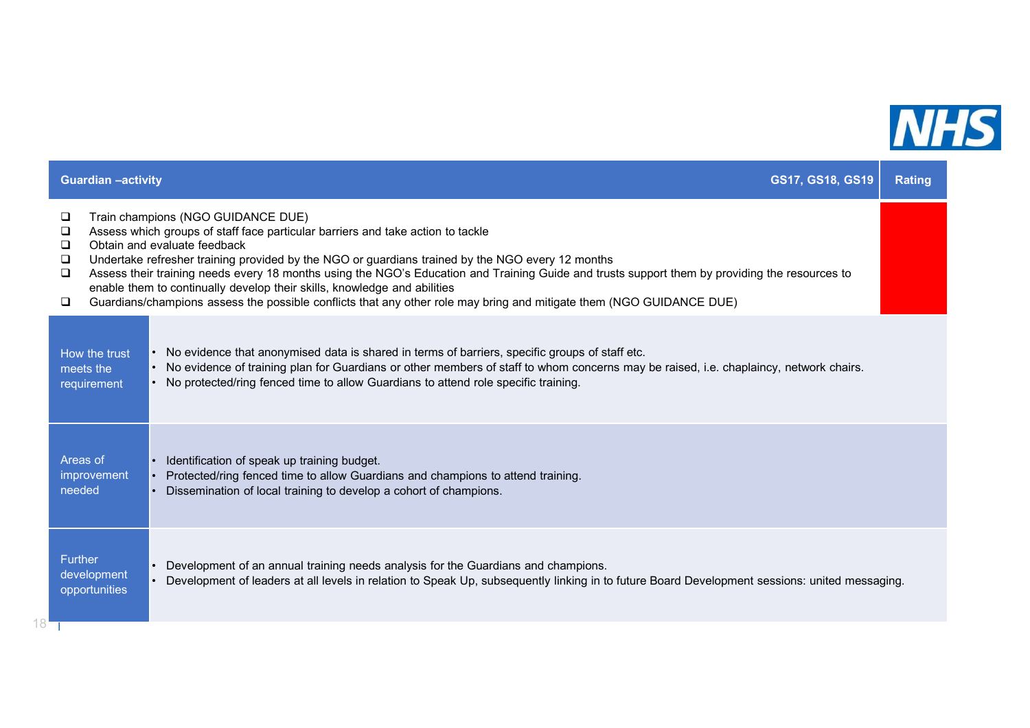| Guardian –activity | GS17, GS18, GS19 | Rating |
|---|---|---|

- ❑ Train champions (NGO GUIDANCE DUE)
- ❑ Assess which groups of staff face particular barriers and take action to tackle
- ❑ Obtain and evaluate feedback
- ❑ Undertake refresher training provided by the NGO or guardians trained by the NGO every 12 months
- ❑ Assess their training needs every 18 months using the NGO's Education and Training Guide and trusts support them by providing the resources to enable them to continually develop their skills, knowledge and abilities
- ❑ Guardians/champions assess the possible conflicts that any other role may bring and mitigate them (NGO GUIDANCE DUE)

| | |
|---|---|
| How the trust meets the requirement | • No evidence that anonymised data is shared in terms of barriers, specific groups of staff etc.<br>• No evidence of training plan for Guardians or other members of staff to whom concerns may be raised, i.e. chaplaincy, network chairs.<br>• No protected/ring fenced time to allow Guardians to attend role specific training. |
| Areas of improvement needed | • Identification of speak up training budget.<br>• Protected/ring fenced time to allow Guardians and champions to attend training.<br>• Dissemination of local training to develop a cohort of champions. |
| Further development opportunities | • Development of an annual training needs analysis for the Guardians and champions.<br>• Development of leaders at all levels in relation to Speak Up, subsequently linking in to future Board Development sessions: united messaging. |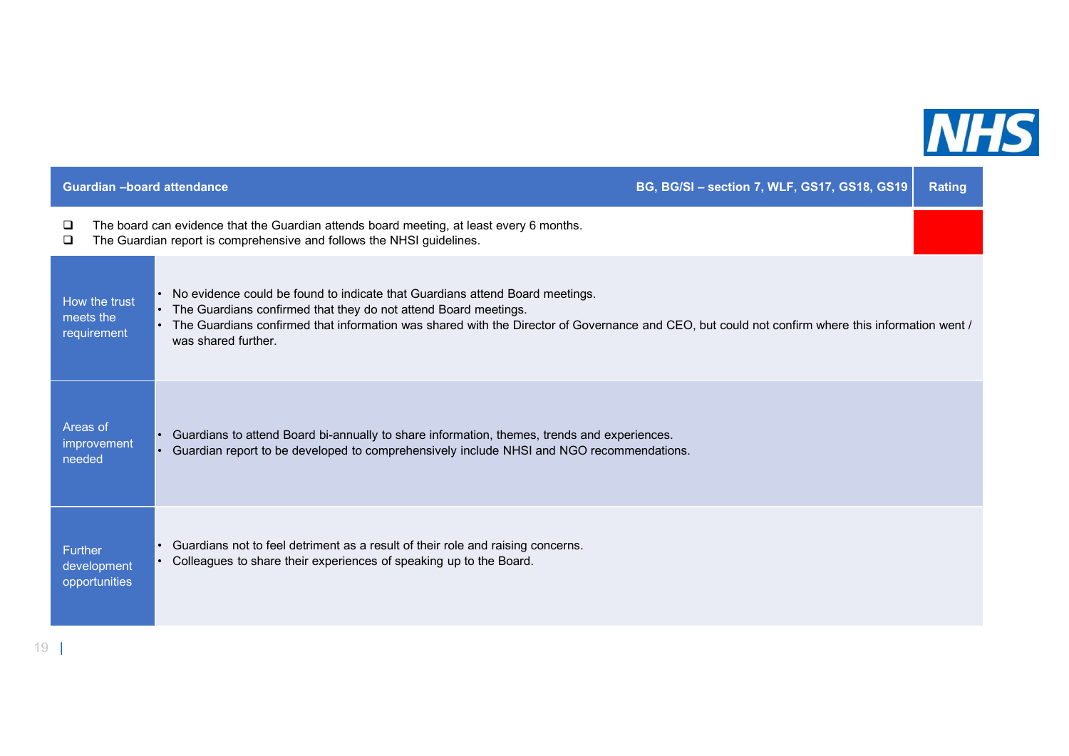| Guardian –board attendance | BG, BG/SI – section 7, WLF, GS17, GS18, GS19 | Rating |
|---|---|---|
| ❑ The board can evidence that the Guardian attends board meeting, at least every 6 months.<br>❑ The Guardian report is comprehensive and follows the NHSI guidelines. | | Red |
| How the trust meets the requirement | • No evidence could be found to indicate that Guardians attend Board meetings.<br>• The Guardians confirmed that they do not attend Board meetings.<br>• The Guardians confirmed that information was shared with the Director of Governance and CEO, but could not confirm where this information went / was shared further. | |
| Areas of improvement needed | • Guardians to attend Board bi-annually to share information, themes, trends and experiences.<br>• Guardian report to be developed to comprehensively include NHSI and NGO recommendations. | |
| Further development opportunities | • Guardians not to feel detriment as a result of their role and raising concerns.<br>• Colleagues to share their experiences of speaking up to the Board. | |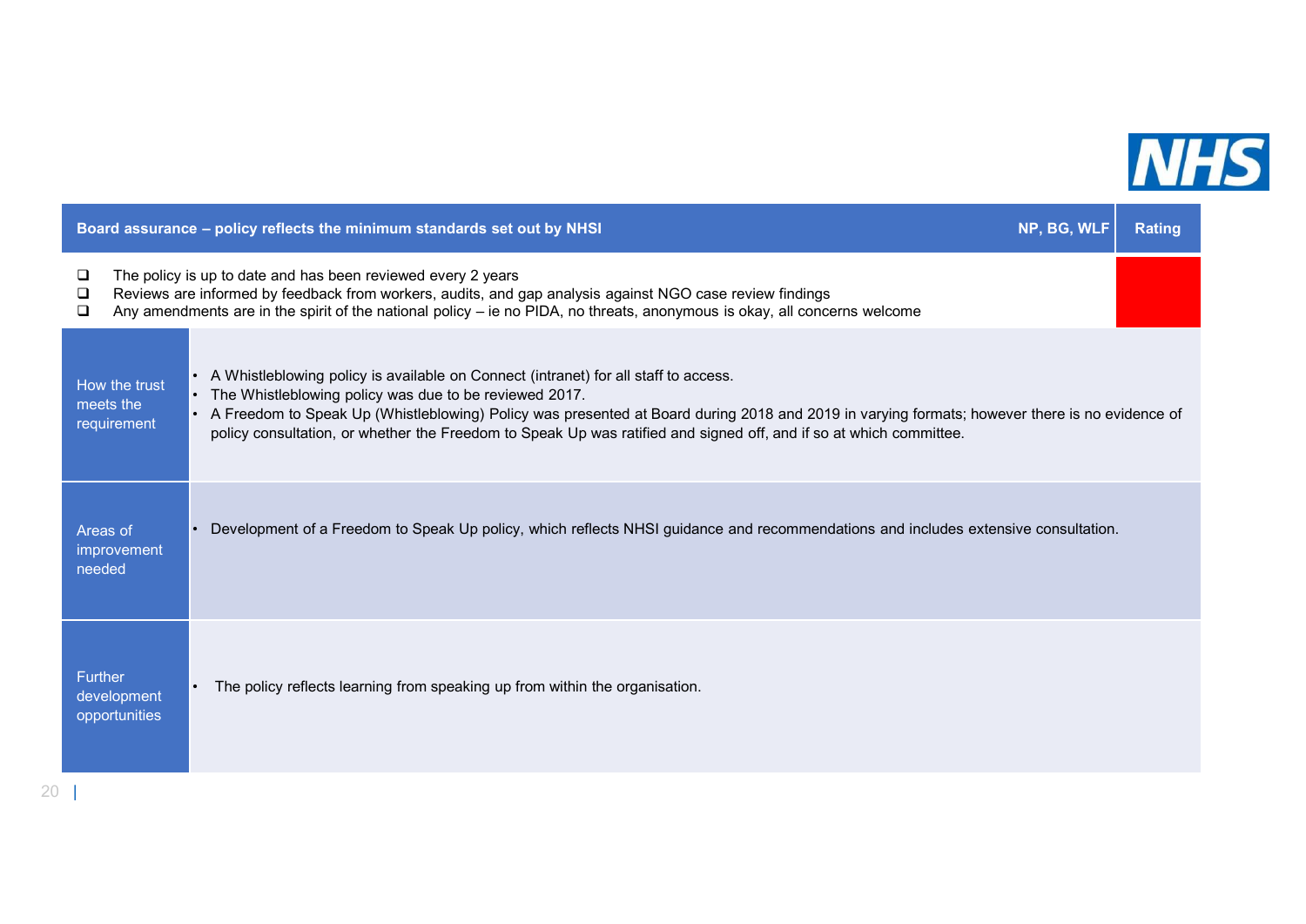| Board assurance – policy reflects the minimum standards set out by NHSI | NP, BG, WLF | Rating |
|---|---|---|
| ❑ The policy is up to date and has been reviewed every 2 years<br>❑ Reviews are informed by feedback from workers, audits, and gap analysis against NGO case review findings<br>❑ Any amendments are in the spirit of the national policy – ie no PIDA, no threats, anonymous is okay, all concerns welcome | | |

| | |
|---|---|
| How the trust meets the requirement | • A Whistleblowing policy is available on Connect (intranet) for all staff to access.<br>• The Whistleblowing policy was due to be reviewed 2017.<br>• A Freedom to Speak Up (Whistleblowing) Policy was presented at Board during 2018 and 2019 in varying formats; however there is no evidence of policy consultation, or whether the Freedom to Speak Up was ratified and signed off, and if so at which committee. |
| Areas of improvement needed | • Development of a Freedom to Speak Up policy, which reflects NHSI guidance and recommendations and includes extensive consultation. |
| Further development opportunities | • The policy reflects learning from speaking up from within the organisation. |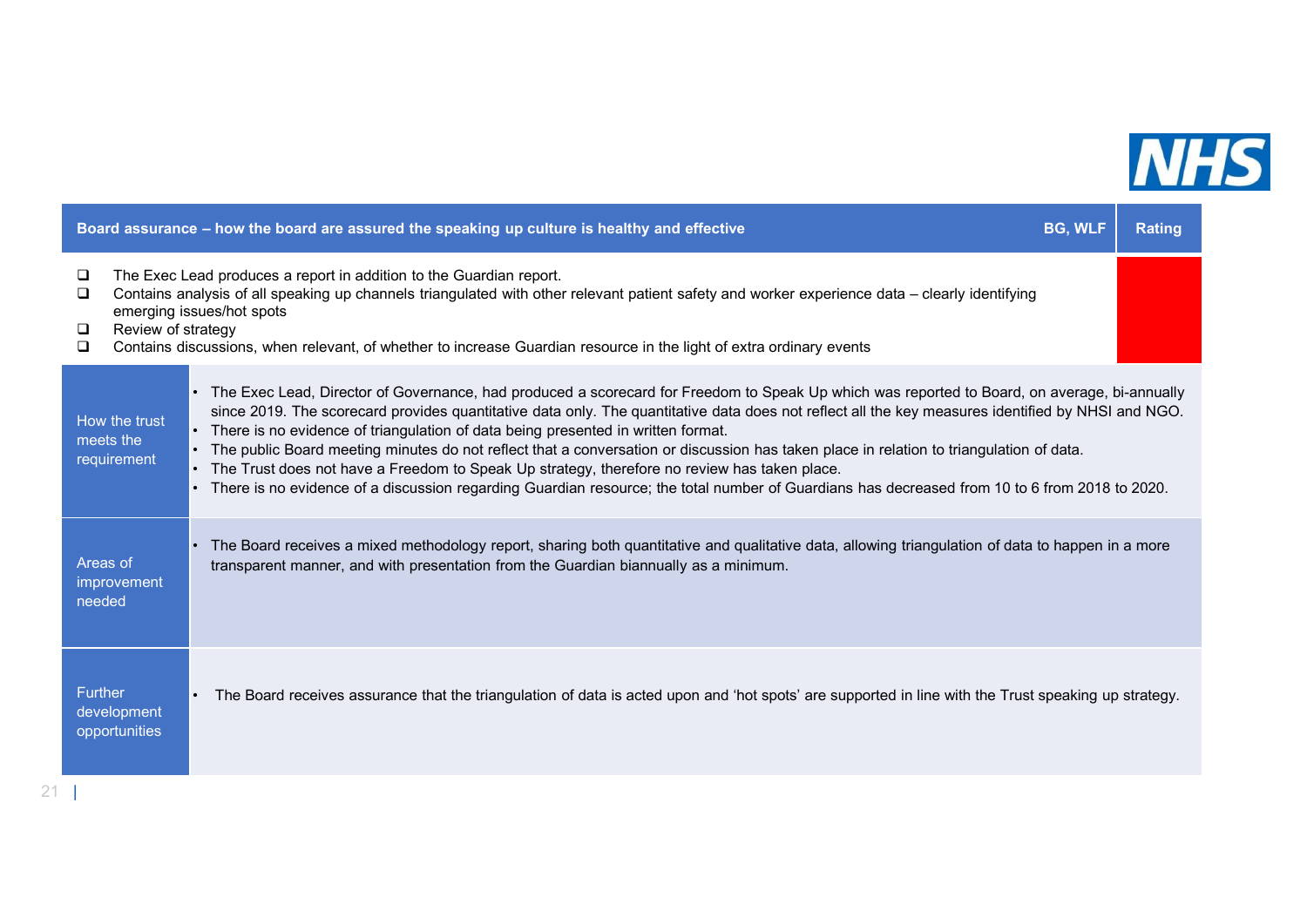| Board assurance – how the board are assured the speaking up culture is healthy and effective | BG, WLF | Rating |
|---|---|---|

- ❑ The Exec Lead produces a report in addition to the Guardian report.
- ❑ Contains analysis of all speaking up channels triangulated with other relevant patient safety and worker experience data – clearly identifying emerging issues/hot spots
- ❑ Review of strategy
- ❑ Contains discussions, when relevant, of whether to increase Guardian resource in the light of extra ordinary events

| | |
|---|---|
| How the trust meets the requirement | • The Exec Lead, Director of Governance, had produced a scorecard for Freedom to Speak Up which was reported to Board, on average, bi-annually since 2019. The scorecard provides quantitative data only. The quantitative data does not reflect all the key measures identified by NHSI and NGO.<br>• There is no evidence of triangulation of data being presented in written format.<br>• The public Board meeting minutes do not reflect that a conversation or discussion has taken place in relation to triangulation of data.<br>• The Trust does not have a Freedom to Speak Up strategy, therefore no review has taken place.<br>• There is no evidence of a discussion regarding Guardian resource; the total number of Guardians has decreased from 10 to 6 from 2018 to 2020. |
| Areas of improvement needed | • The Board receives a mixed methodology report, sharing both quantitative and qualitative data, allowing triangulation of data to happen in a more transparent manner, and with presentation from the Guardian biannually as a minimum. |
| Further development opportunities | • The Board receives assurance that the triangulation of data is acted upon and 'hot spots' are supported in line with the Trust speaking up strategy. |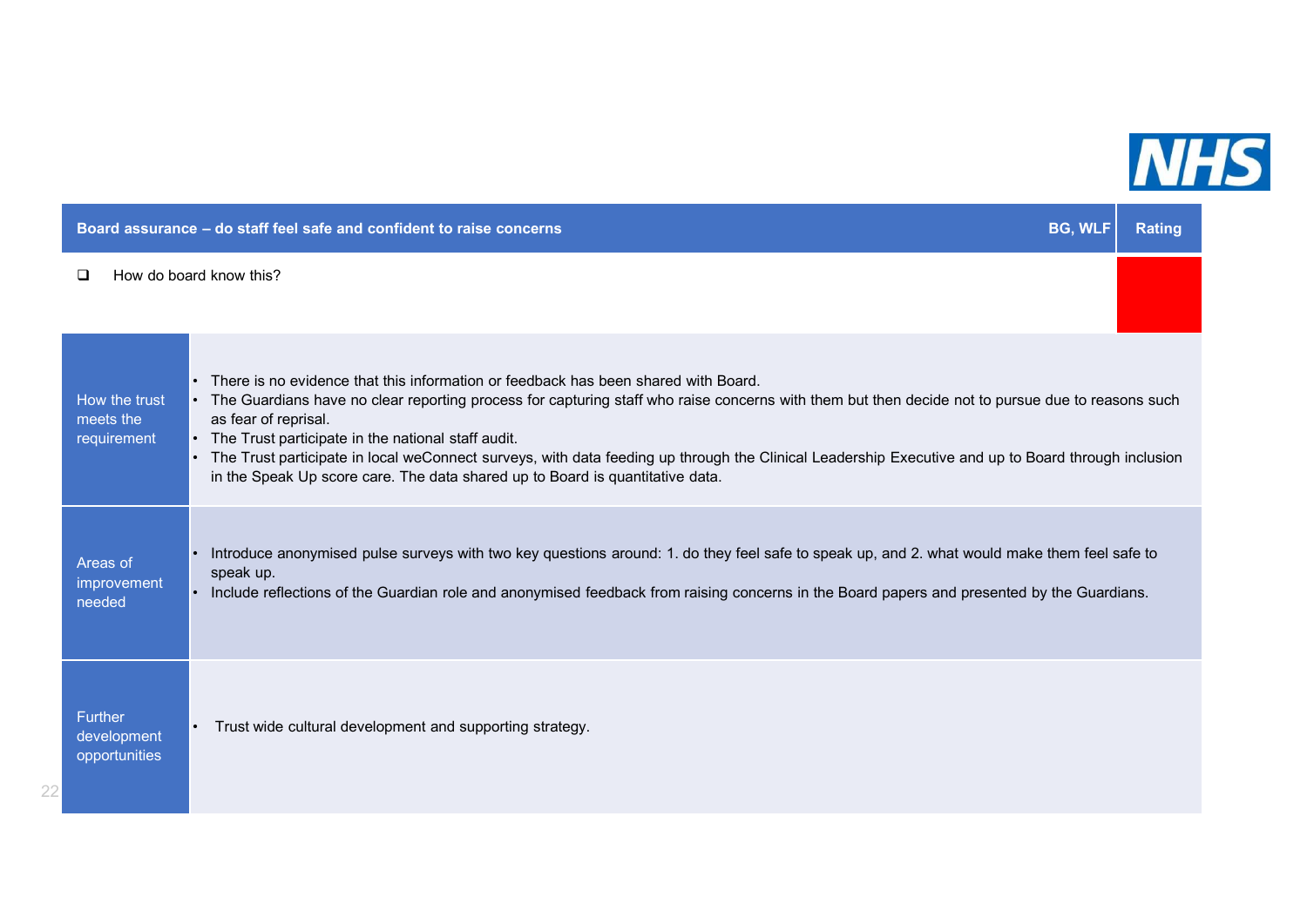| Board assurance – do staff feel safe and confident to raise concerns | BG, WLF | Rating |
|---|---|---|
| ❑ How do board know this? | | (Red) |

| | |
|---|---|
| How the trust meets the requirement | • There is no evidence that this information or feedback has been shared with Board.<br>• The Guardians have no clear reporting process for capturing staff who raise concerns with them but then decide not to pursue due to reasons such as fear of reprisal.<br>• The Trust participate in the national staff audit.<br>• The Trust participate in local weConnect surveys, with data feeding up through the Clinical Leadership Executive and up to Board through inclusion in the Speak Up score care. The data shared up to Board is quantitative data. |
| Areas of improvement needed | • Introduce anonymised pulse surveys with two key questions around: 1. do they feel safe to speak up, and 2. what would make them feel safe to speak up.<br>• Include reflections of the Guardian role and anonymised feedback from raising concerns in the Board papers and presented by the Guardians. |
| Further development opportunities | • Trust wide cultural development and supporting strategy. |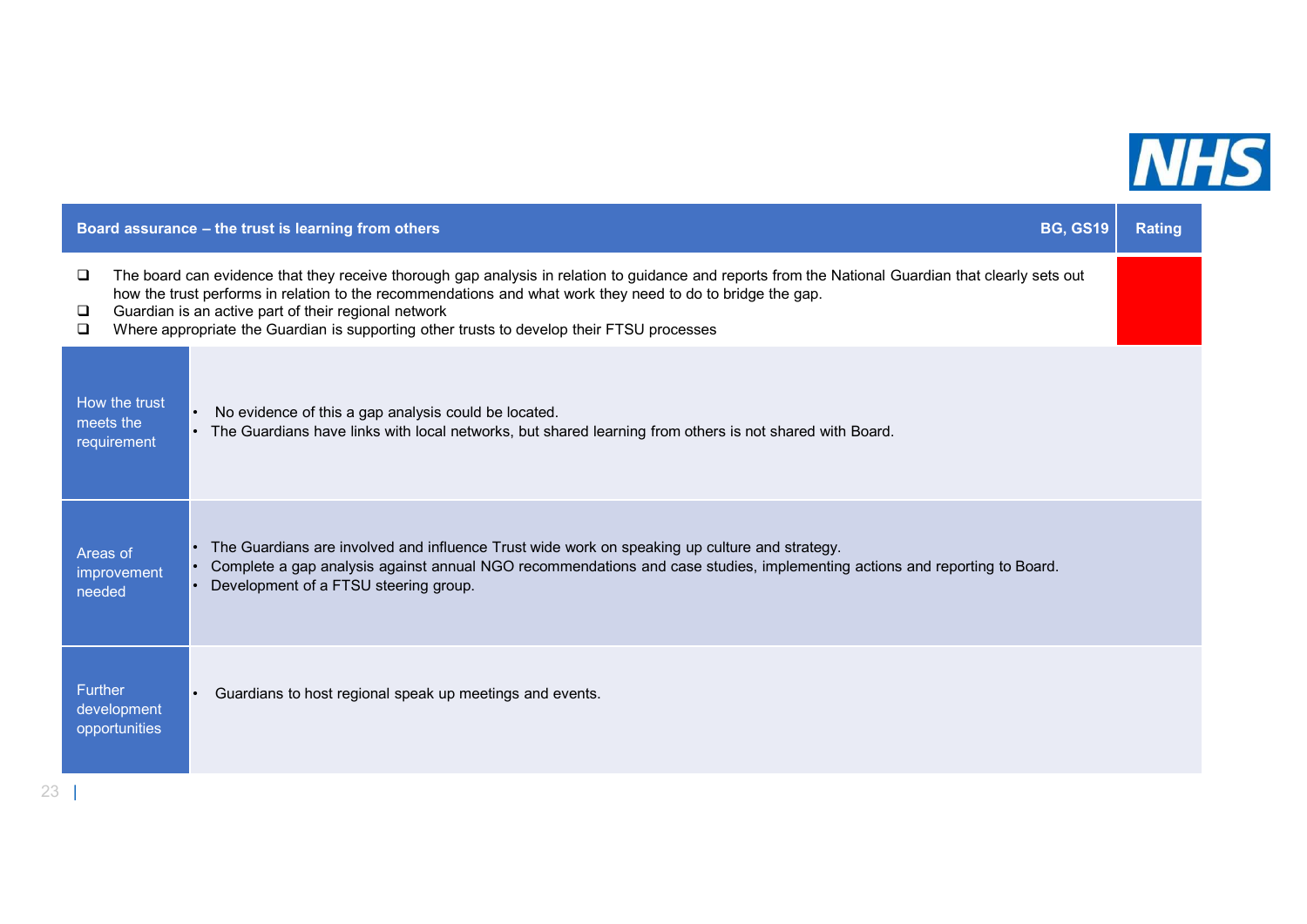| Board assurance – the trust is learning from others | BG, GS19 | Rating |
|---|---|---|
| ❑ The board can evidence that they receive thorough gap analysis in relation to guidance and reports from the National Guardian that clearly sets out how the trust performs in relation to the recommendations and what work they need to do to bridge the gap.<br>❑ Guardian is an active part of their regional network<br>❑ Where appropriate the Guardian is supporting other trusts to develop their FTSU processes | | |
| How the trust meets the requirement | • No evidence of this a gap analysis could be located.<br>• The Guardians have links with local networks, but shared learning from others is not shared with Board. | |
| Areas of improvement needed | • The Guardians are involved and influence Trust wide work on speaking up culture and strategy.<br>• Complete a gap analysis against annual NGO recommendations and case studies, implementing actions and reporting to Board.<br>• Development of a FTSU steering group. | |
| Further development opportunities | • Guardians to host regional speak up meetings and events. | |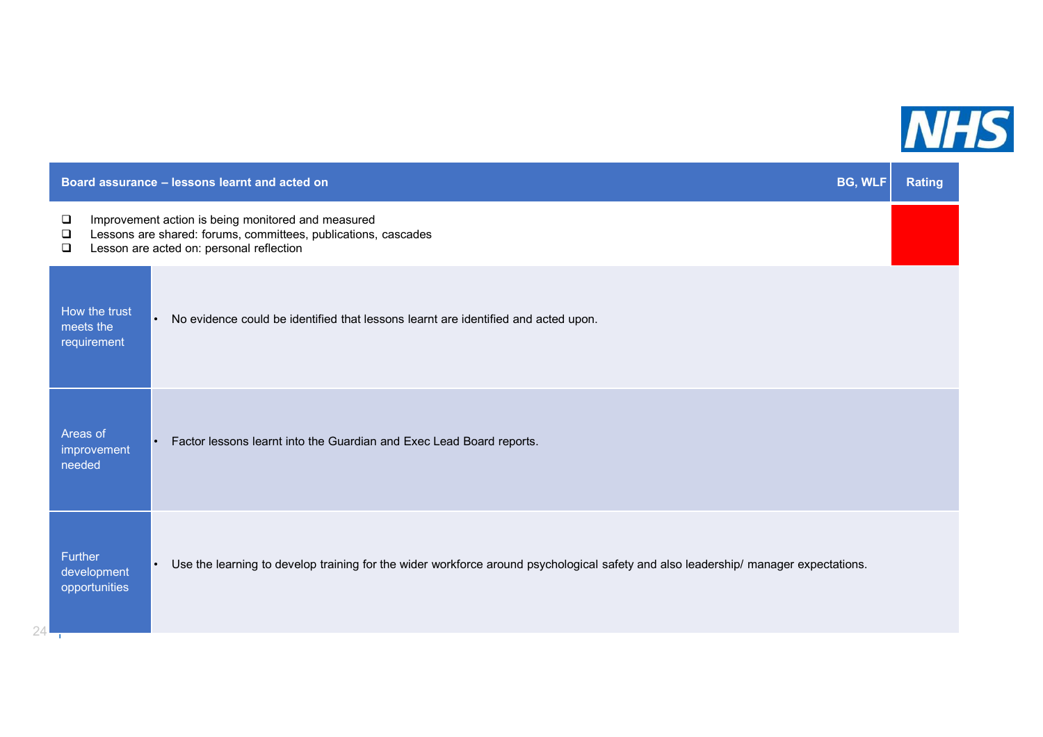| Board assurance – lessons learnt and acted on | BG, WLF | Rating |
|---|---|---|
| ❑ Improvement action is being monitored and measured<br>❑ Lessons are shared: forums, committees, publications, cascades<br>❑ Lesson are acted on: personal reflection | | Red |
| How the trust meets the requirement | • No evidence could be identified that lessons learnt are identified and acted upon. | |
| Areas of improvement needed | • Factor lessons learnt into the Guardian and Exec Lead Board reports. | |
| Further development opportunities | • Use the learning to develop training for the wider workforce around psychological safety and also leadership/ manager expectations. | |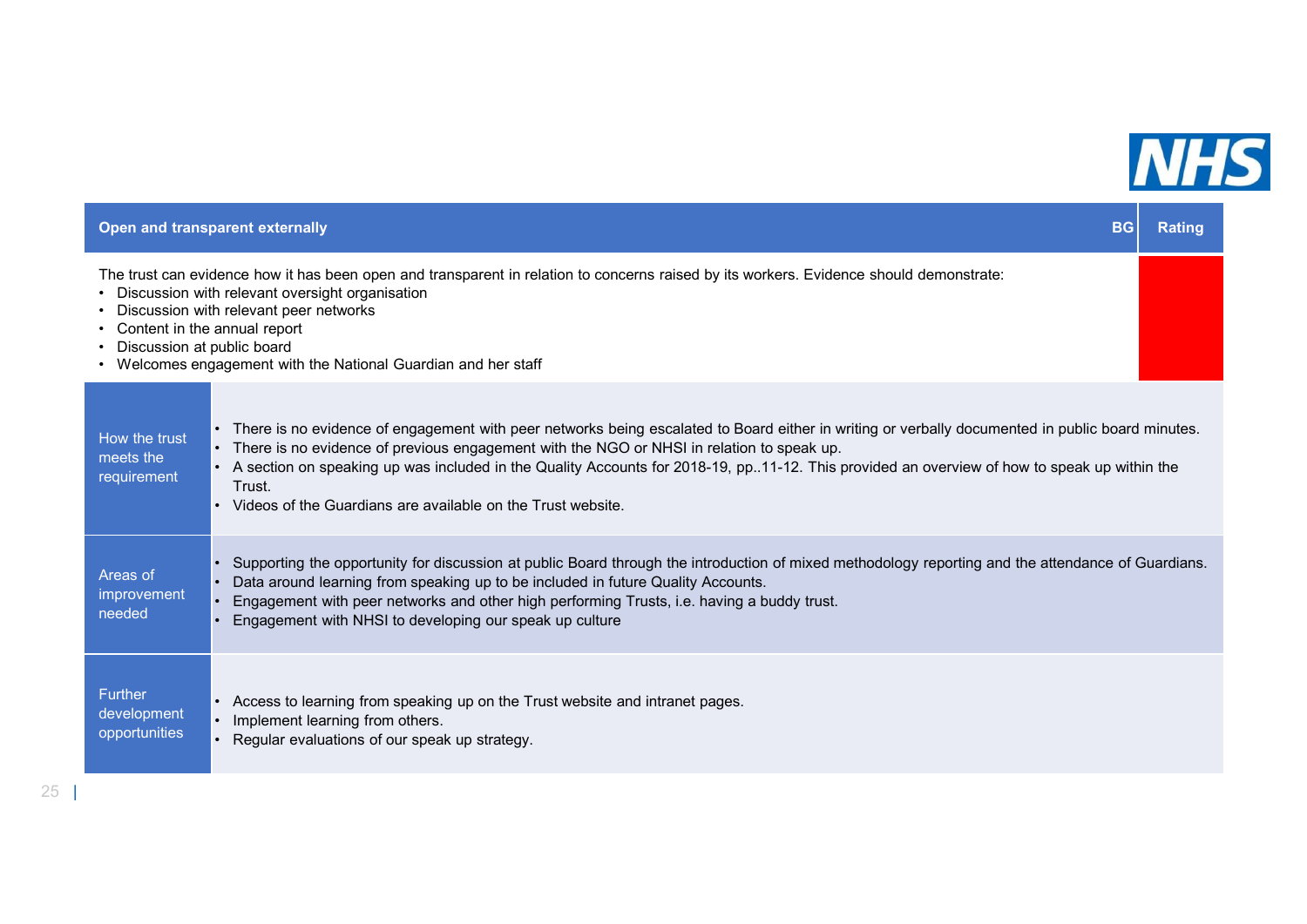| Open and transparent externally | BG | Rating |
|---|---|---|
| The trust can evidence how it has been open and transparent in relation to concerns raised by its workers. Evidence should demonstrate:<br>• Discussion with relevant oversight organisation<br>• Discussion with relevant peer networks<br>• Content in the annual report<br>• Discussion at public board<br>• Welcomes engagement with the National Guardian and her staff | | Red |

| | |
|---|---|
| How the trust meets the requirement | • There is no evidence of engagement with peer networks being escalated to Board either in writing or verbally documented in public board minutes.<br>• There is no evidence of previous engagement with the NGO or NHSI in relation to speak up.<br>• A section on speaking up was included in the Quality Accounts for 2018-19, pp..11-12. This provided an overview of how to speak up within the Trust.<br>• Videos of the Guardians are available on the Trust website. |
| Areas of improvement needed | • Supporting the opportunity for discussion at public Board through the introduction of mixed methodology reporting and the attendance of Guardians.<br>• Data around learning from speaking up to be included in future Quality Accounts.<br>• Engagement with peer networks and other high performing Trusts, i.e. having a buddy trust.<br>• Engagement with NHSI to developing our speak up culture |
| Further development opportunities | • Access to learning from speaking up on the Trust website and intranet pages.<br>• Implement learning from others.<br>• Regular evaluations of our speak up strategy. |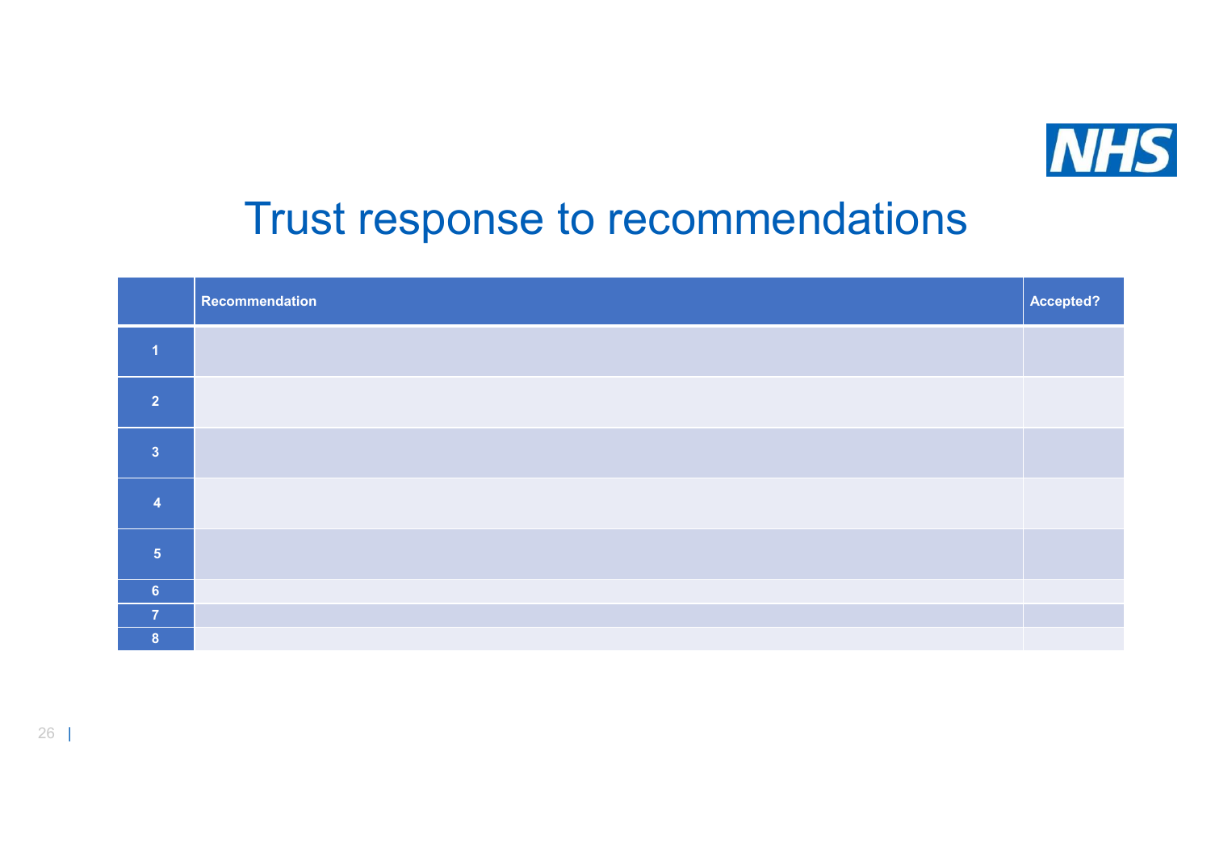# Trust response to recommendations

| | Recommendation | Accepted? |
|---|---|---|
| 1 | | |
| 2 | | |
| 3 | | |
| 4 | | |
| 5 | | |
| 6 | | |
| 7 | | |
| 8 | | |